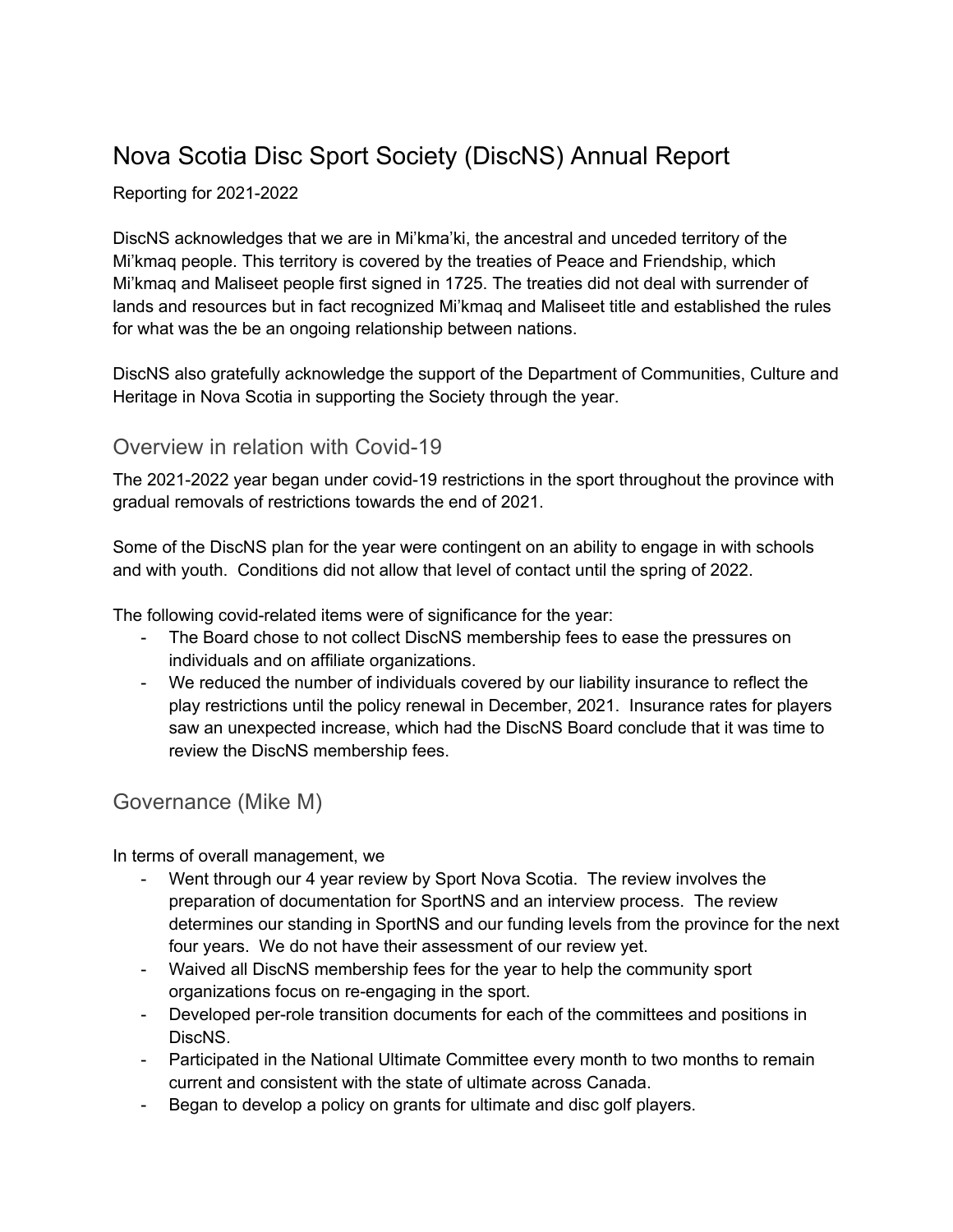# Nova Scotia Disc Sport Society (DiscNS) Annual Report

Reporting for 2021-2022

DiscNS acknowledges that we are in Mi'kma'ki, the ancestral and unceded territory of the Mi'kmaq people. This territory is covered by the treaties of Peace and Friendship, which Mi'kmaq and Maliseet people first signed in 1725. The treaties did not deal with surrender of lands and resources but in fact recognized Mi'kmaq and Maliseet title and established the rules for what was the be an ongoing relationship between nations.

DiscNS also gratefully acknowledge the support of the Department of Communities, Culture and Heritage in Nova Scotia in supporting the Society through the year.

## Overview in relation with Covid-19

The 2021-2022 year began under covid-19 restrictions in the sport throughout the province with gradual removals of restrictions towards the end of 2021.

Some of the DiscNS plan for the year were contingent on an ability to engage in with schools and with youth. Conditions did not allow that level of contact until the spring of 2022.

The following covid-related items were of significance for the year:

- The Board chose to not collect DiscNS membership fees to ease the pressures on individuals and on affiliate organizations.
- We reduced the number of individuals covered by our liability insurance to reflect the play restrictions until the policy renewal in December, 2021. Insurance rates for players saw an unexpected increase, which had the DiscNS Board conclude that it was time to review the DiscNS membership fees.

## Governance (Mike M)

In terms of overall management, we

- Went through our 4 year review by Sport Nova Scotia. The review involves the preparation of documentation for SportNS and an interview process. The review determines our standing in SportNS and our funding levels from the province for the next four years. We do not have their assessment of our review yet.
- Waived all DiscNS membership fees for the year to help the community sport organizations focus on re-engaging in the sport.
- Developed per-role transition documents for each of the committees and positions in DiscNS.
- Participated in the National Ultimate Committee every month to two months to remain current and consistent with the state of ultimate across Canada.
- Began to develop a policy on grants for ultimate and disc golf players.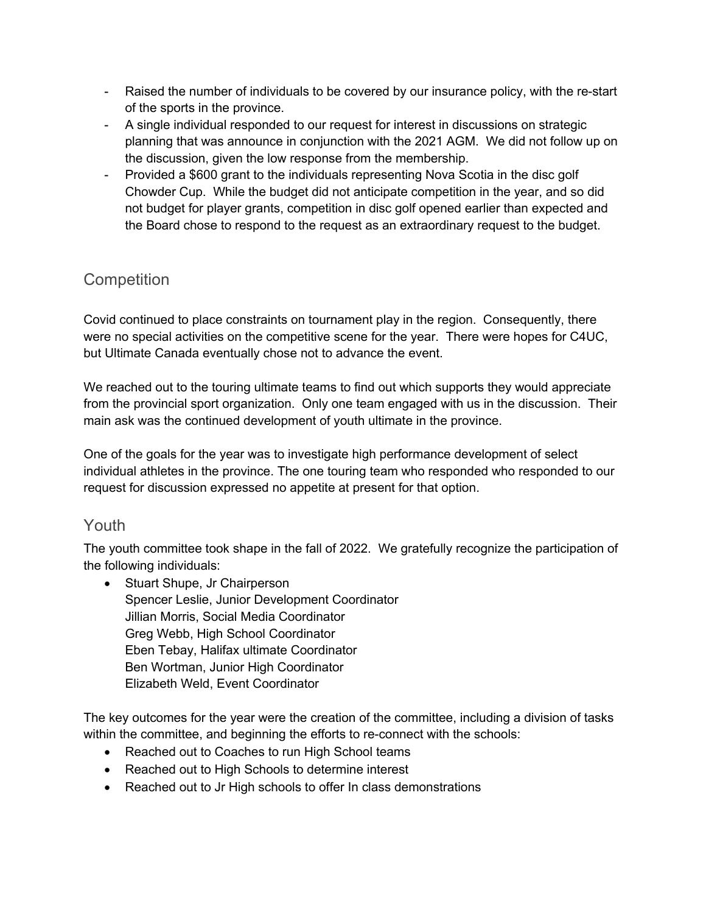- Raised the number of individuals to be covered by our insurance policy, with the re-start of the sports in the province.
- A single individual responded to our request for interest in discussions on strategic planning that was announce in conjunction with the 2021 AGM. We did not follow up on the discussion, given the low response from the membership.
- Provided a $600 grant to the individuals representing Nova Scotia in the disc golf Chowder Cup. While the budget did not anticipate competition in the year, and so did not budget for player grants, competition in disc golf opened earlier than expected and the Board chose to respond to the request as an extraordinary request to the budget.

## Competition

Covid continued to place constraints on tournament play in the region. Consequently, there were no special activities on the competitive scene for the year. There were hopes for C4UC, but Ultimate Canada eventually chose not to advance the event.

We reached out to the touring ultimate teams to find out which supports they would appreciate from the provincial sport organization. Only one team engaged with us in the discussion. Their main ask was the continued development of youth ultimate in the province.

One of the goals for the year was to investigate high performance development of select individual athletes in the province. The one touring team who responded who responded to our request for discussion expressed no appetite at present for that option.

## Youth

The youth committee took shape in the fall of 2022. We gratefully recognize the participation of the following individuals:

- Stuart Shupe, Jr Chairperson
  Spencer Leslie, Junior Development Coordinator
  Jillian Morris, Social Media Coordinator
  Greg Webb, High School Coordinator
  Eben Tebay, Halifax ultimate Coordinator
  Ben Wortman, Junior High Coordinator
  Elizabeth Weld, Event Coordinator

The key outcomes for the year were the creation of the committee, including a division of tasks within the committee, and beginning the efforts to re-connect with the schools:

- Reached out to Coaches to run High School teams
- Reached out to High Schools to determine interest
- Reached out to Jr High schools to offer In class demonstrations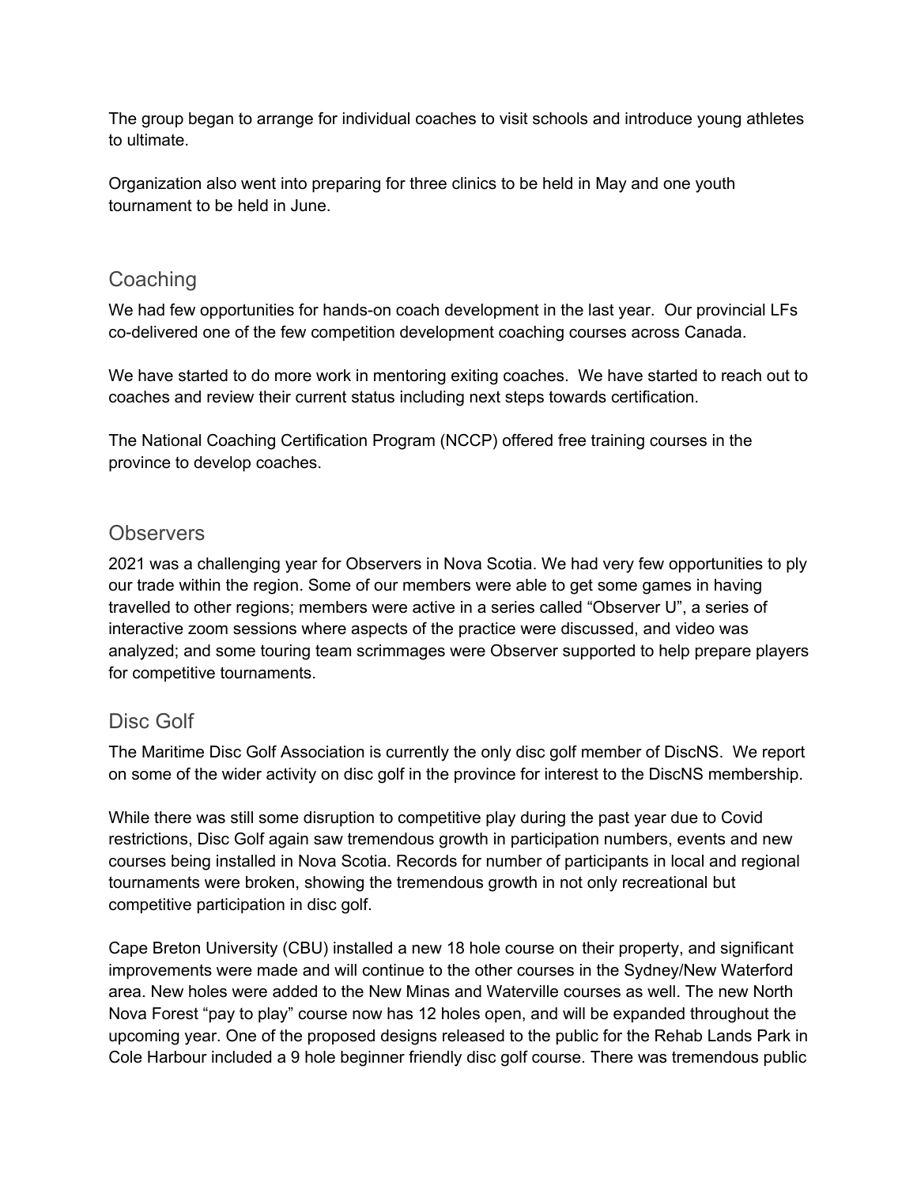The group began to arrange for individual coaches to visit schools and introduce young athletes to ultimate.

Organization also went into preparing for three clinics to be held in May and one youth tournament to be held in June.

## Coaching

We had few opportunities for hands-on coach development in the last year. Our provincial LFs co-delivered one of the few competition development coaching courses across Canada.

We have started to do more work in mentoring exiting coaches. We have started to reach out to coaches and review their current status including next steps towards certification.

The National Coaching Certification Program (NCCP) offered free training courses in the province to develop coaches.

## Observers

2021 was a challenging year for Observers in Nova Scotia. We had very few opportunities to ply our trade within the region. Some of our members were able to get some games in having travelled to other regions; members were active in a series called "Observer U", a series of interactive zoom sessions where aspects of the practice were discussed, and video was analyzed; and some touring team scrimmages were Observer supported to help prepare players for competitive tournaments.

## Disc Golf

The Maritime Disc Golf Association is currently the only disc golf member of DiscNS. We report on some of the wider activity on disc golf in the province for interest to the DiscNS membership.

While there was still some disruption to competitive play during the past year due to Covid restrictions, Disc Golf again saw tremendous growth in participation numbers, events and new courses being installed in Nova Scotia. Records for number of participants in local and regional tournaments were broken, showing the tremendous growth in not only recreational but competitive participation in disc golf.

Cape Breton University (CBU) installed a new 18 hole course on their property, and significant improvements were made and will continue to the other courses in the Sydney/New Waterford area. New holes were added to the New Minas and Waterville courses as well. The new North Nova Forest "pay to play" course now has 12 holes open, and will be expanded throughout the upcoming year. One of the proposed designs released to the public for the Rehab Lands Park in Cole Harbour included a 9 hole beginner friendly disc golf course. There was tremendous public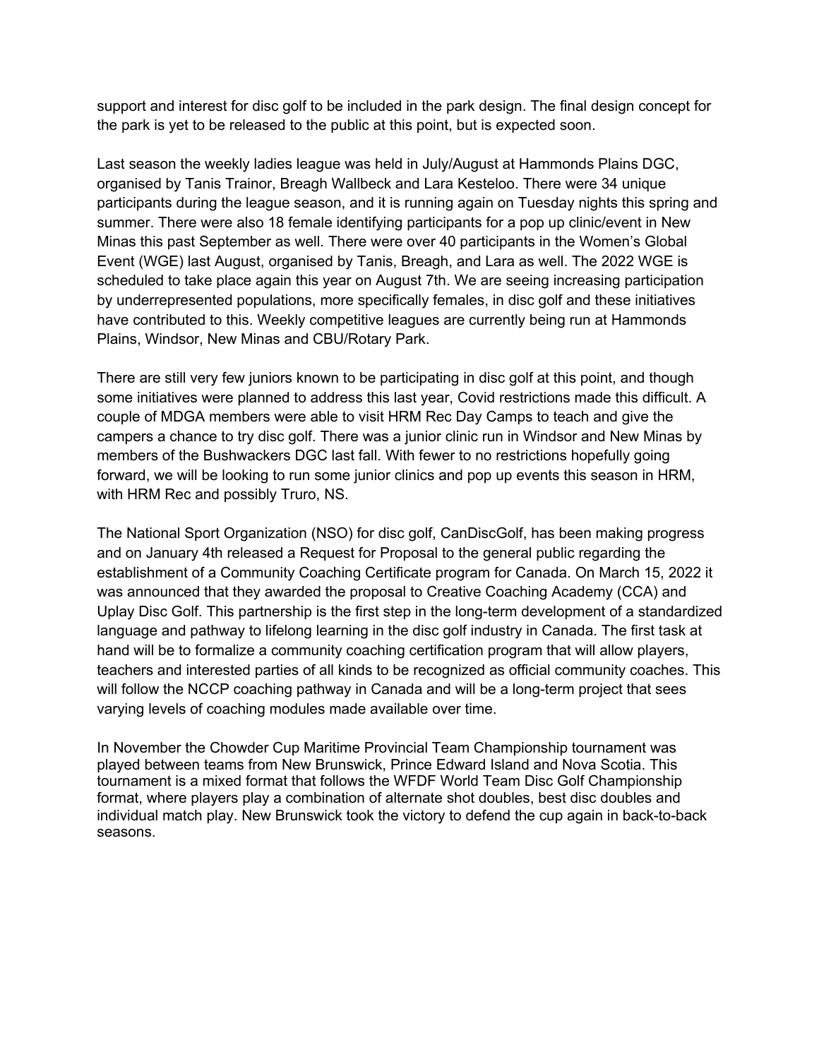support and interest for disc golf to be included in the park design. The final design concept for the park is yet to be released to the public at this point, but is expected soon.

Last season the weekly ladies league was held in July/August at Hammonds Plains DGC, organised by Tanis Trainor, Breagh Wallbeck and Lara Kesteloo. There were 34 unique participants during the league season, and it is running again on Tuesday nights this spring and summer. There were also 18 female identifying participants for a pop up clinic/event in New Minas this past September as well. There were over 40 participants in the Women's Global Event (WGE) last August, organised by Tanis, Breagh, and Lara as well. The 2022 WGE is scheduled to take place again this year on August 7th. We are seeing increasing participation by underrepresented populations, more specifically females, in disc golf and these initiatives have contributed to this. Weekly competitive leagues are currently being run at Hammonds Plains, Windsor, New Minas and CBU/Rotary Park.

There are still very few juniors known to be participating in disc golf at this point, and though some initiatives were planned to address this last year, Covid restrictions made this difficult. A couple of MDGA members were able to visit HRM Rec Day Camps to teach and give the campers a chance to try disc golf. There was a junior clinic run in Windsor and New Minas by members of the Bushwackers DGC last fall. With fewer to no restrictions hopefully going forward, we will be looking to run some junior clinics and pop up events this season in HRM, with HRM Rec and possibly Truro, NS.

The National Sport Organization (NSO) for disc golf, CanDiscGolf, has been making progress and on January 4th released a Request for Proposal to the general public regarding the establishment of a Community Coaching Certificate program for Canada. On March 15, 2022 it was announced that they awarded the proposal to Creative Coaching Academy (CCA) and Uplay Disc Golf. This partnership is the first step in the long-term development of a standardized language and pathway to lifelong learning in the disc golf industry in Canada. The first task at hand will be to formalize a community coaching certification program that will allow players, teachers and interested parties of all kinds to be recognized as official community coaches. This will follow the NCCP coaching pathway in Canada and will be a long-term project that sees varying levels of coaching modules made available over time.

In November the Chowder Cup Maritime Provincial Team Championship tournament was played between teams from New Brunswick, Prince Edward Island and Nova Scotia. This tournament is a mixed format that follows the WFDF World Team Disc Golf Championship format, where players play a combination of alternate shot doubles, best disc doubles and individual match play. New Brunswick took the victory to defend the cup again in back-to-back seasons.